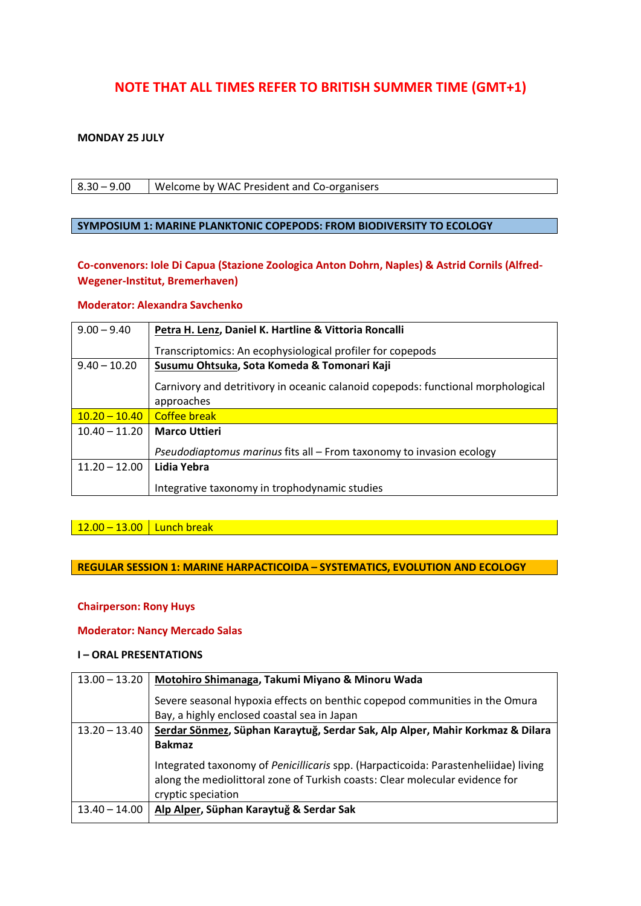# NOTE THAT ALL TIMES REFER TO BRITISH SUMMER TIME (GMT+1)

**MONDAY 25 JULY**

| 8.30 – 9.00 | Welcome by WAC President and Co-organisers |
|---|---|

## SYMPOSIUM 1: MARINE PLANKTONIC COPEPODS: FROM BIODIVERSITY TO ECOLOGY

**Co-convenors: Iole Di Capua (Stazione Zoologica Anton Dohrn, Naples) & Astrid Cornils (Alfred-Wegener-Institut, Bremerhaven)**

**Moderator: Alexandra Savchenko**

| Time | Presentation |
|---|---|
| 9.00 – 9.40 | **Petra H. Lenz, Daniel K. Hartline & Vittoria Roncalli**<br>Transcriptomics: An ecophysiological profiler for copepods |
| 9.40 – 10.20 | **Susumu Ohtsuka, Sota Komeda & Tomonari Kaji**<br>Carnivory and detritivory in oceanic calanoid copepods: functional morphological approaches |
| 10.20 – 10.40 | Coffee break |
| 10.40 – 11.20 | **Marco Uttieri**<br>*Pseudodiaptomus marinus* fits all – From taxonomy to invasion ecology |
| 11.20 – 12.00 | **Lidia Yebra**<br>Integrative taxonomy in trophodynamic studies |

| 12.00 – 13.00 | Lunch break |
|---|---|

## REGULAR SESSION 1: MARINE HARPACTICOIDA – SYSTEMATICS, EVOLUTION AND ECOLOGY

**Chairperson: Rony Huys**

**Moderator: Nancy Mercado Salas**

**I – ORAL PRESENTATIONS**

| Time | Presentation |
|---|---|
| 13.00 – 13.20 | **Motohiro Shimanaga, Takumi Miyano & Minoru Wada**<br>Severe seasonal hypoxia effects on benthic copepod communities in the Omura Bay, a highly enclosed coastal sea in Japan |
| 13.20 – 13.40 | **Serdar Sönmez, Süphan Karaytuğ, Serdar Sak, Alp Alper, Mahir Korkmaz & Dilara Bakmaz**<br>Integrated taxonomy of *Penicillicaris* spp. (Harpacticoida: Parastenheliidae) living along the mediolittoral zone of Turkish coasts: Clear molecular evidence for cryptic speciation |
| 13.40 – 14.00 | **Alp Alper, Süphan Karaytuğ & Serdar Sak** |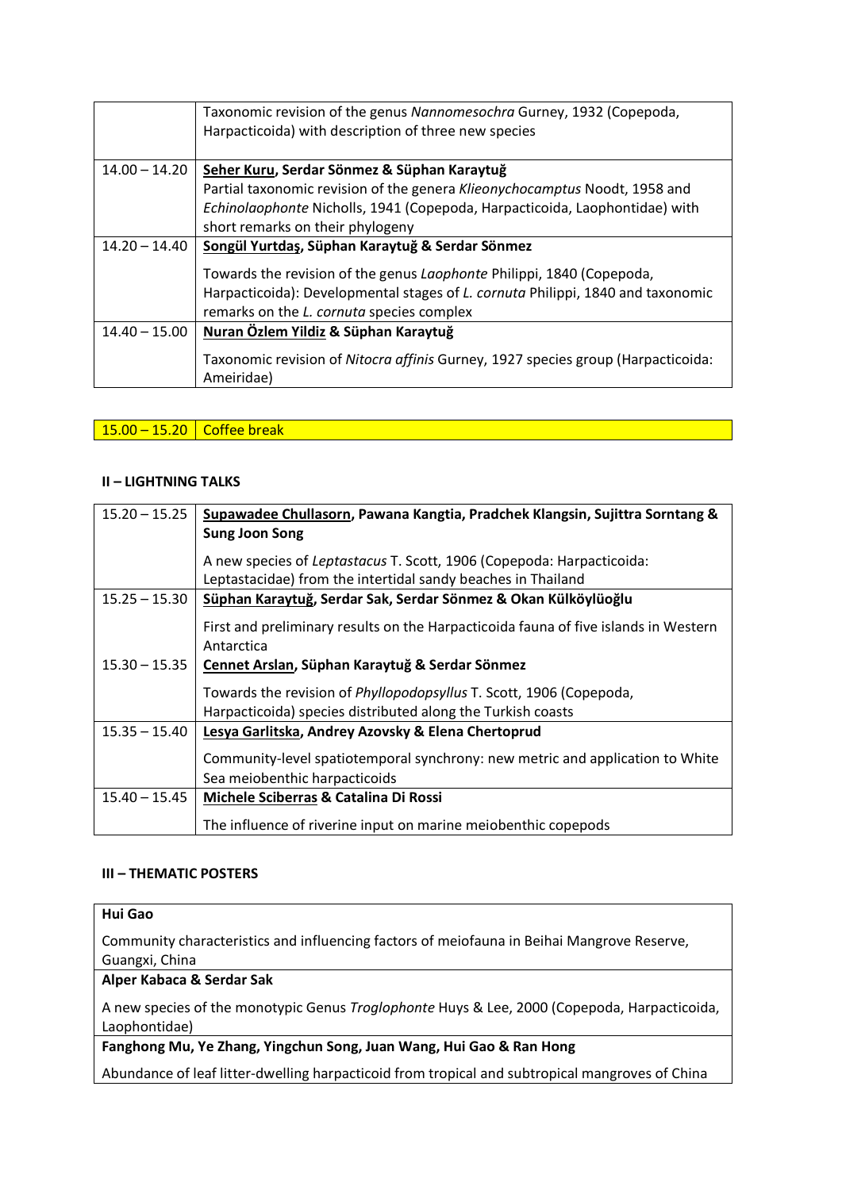| | |
|---|---|
| | Taxonomic revision of the genus *Nannomesochra* Gurney, 1932 (Copepoda, Harpacticoida) with description of three new species |
| 14.00 – 14.20 | **<u>Seher Kuru</u>, Serdar Sönmez & Süphan Karaytuğ**<br>Partial taxonomic revision of the genera *Klieonychocamptus* Noodt, 1958 and *Echinolaophonte* Nicholls, 1941 (Copepoda, Harpacticoida, Laophontidae) with short remarks on their phylogeny |
| 14.20 – 14.40 | **<u>Songül Yurtdaş</u>, Süphan Karaytuğ & Serdar Sönmez**<br>Towards the revision of the genus *Laophonte* Philippi, 1840 (Copepoda, Harpacticoida): Developmental stages of *L. cornuta* Philippi, 1840 and taxonomic remarks on the *L. cornuta* species complex |
| 14.40 – 15.00 | **<u>Nuran Özlem Yildiz</u> & Süphan Karaytuğ**<br>Taxonomic revision of *Nitocra affinis* Gurney, 1927 species group (Harpacticoida: Ameiridae) |

| | |
|---|---|
| 15.00 – 15.20 | Coffee break |

## II – LIGHTNING TALKS

| | |
|---|---|
| 15.20 – 15.25 | **<u>Supawadee Chullasorn</u>, Pawana Kangtia, Pradchek Klangsin, Sujittra Sorntang & Sung Joon Song**<br>A new species of *Leptastacus* T. Scott, 1906 (Copepoda: Harpacticoida: Leptastacidae) from the intertidal sandy beaches in Thailand |
| 15.25 – 15.30 | **<u>Süphan Karaytuğ</u>, Serdar Sak, Serdar Sönmez & Okan Külköylüoğlu**<br>First and preliminary results on the Harpacticoida fauna of five islands in Western Antarctica |
| 15.30 – 15.35 | **<u>Cennet Arslan</u>, Süphan Karaytuğ & Serdar Sönmez**<br>Towards the revision of *Phyllopodopsyllus* T. Scott, 1906 (Copepoda, Harpacticoida) species distributed along the Turkish coasts |
| 15.35 – 15.40 | **<u>Lesya Garlitska</u>, Andrey Azovsky & Elena Chertoprud**<br>Community-level spatiotemporal synchrony: new metric and application to White Sea meiobenthic harpacticoids |
| 15.40 – 15.45 | **<u>Michele Sciberras</u> & Catalina Di Rossi**<br>The influence of riverine input on marine meiobenthic copepods |

## III – THEMATIC POSTERS

**Hui Gao**

Community characteristics and influencing factors of meiofauna in Beihai Mangrove Reserve, Guangxi, China

**Alper Kabaca & Serdar Sak**

A new species of the monotypic Genus *Troglophonte* Huys & Lee, 2000 (Copepoda, Harpacticoida, Laophontidae)

**Fanghong Mu, Ye Zhang, Yingchun Song, Juan Wang, Hui Gao & Ran Hong**

Abundance of leaf litter-dwelling harpacticoid from tropical and subtropical mangroves of China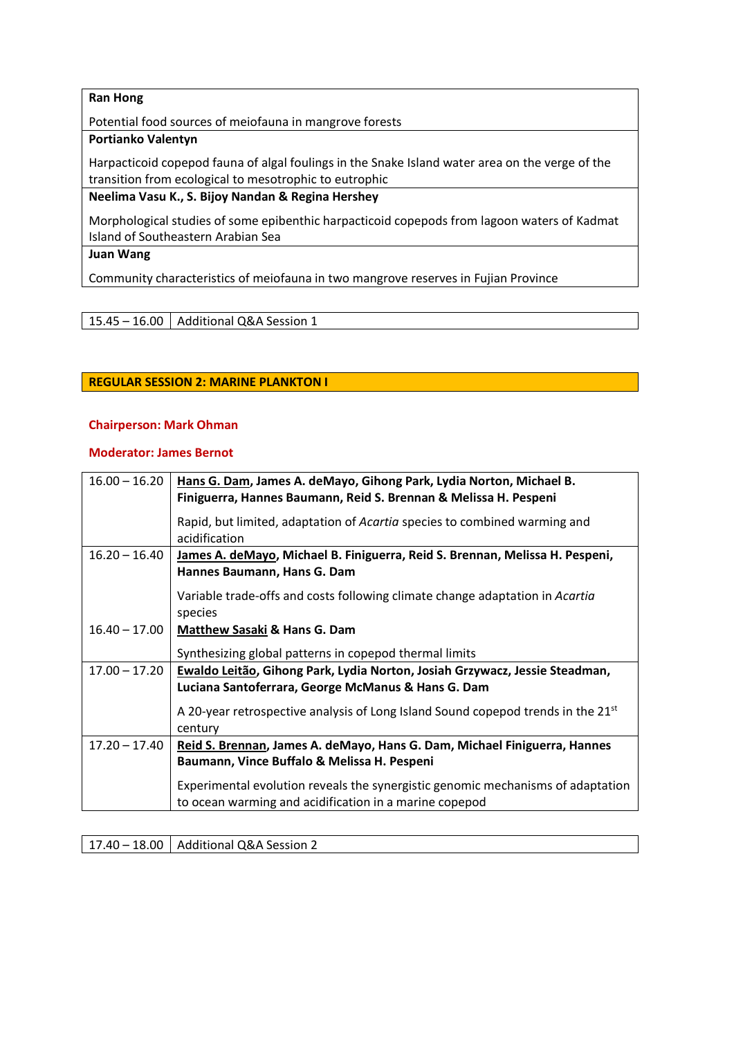| |
|---|
| **Ran Hong** |
| Potential food sources of meiofauna in mangrove forests |
| **Portianko Valentyn** |
| Harpacticoid copepod fauna of algal foulings in the Snake Island water area on the verge of the transition from ecological to mesotrophic to eutrophic |
| **Neelima Vasu K., S. Bijoy Nandan & Regina Hershey** |
| Morphological studies of some epibenthic harpacticoid copepods from lagoon waters of Kadmat Island of Southeastern Arabian Sea |
| **Juan Wang** |
| Community characteristics of meiofauna in two mangrove reserves in Fujian Province |

| | |
|---|---|
| 15.45 – 16.00 | Additional Q&A Session 1 |

## REGULAR SESSION 2: MARINE PLANKTON I

**Chairperson: Mark Ohman**

**Moderator: James Bernot**

| | |
|---|---|
| 16.00 – 16.20 | **Hans G. Dam, James A. deMayo, Gihong Park, Lydia Norton, Michael B. Finiguerra, Hannes Baumann, Reid S. Brennan & Melissa H. Pespeni**<br><br>Rapid, but limited, adaptation of *Acartia* species to combined warming and acidification |
| 16.20 – 16.40 | **James A. deMayo, Michael B. Finiguerra, Reid S. Brennan, Melissa H. Pespeni, Hannes Baumann, Hans G. Dam**<br><br>Variable trade-offs and costs following climate change adaptation in *Acartia* species |
| 16.40 – 17.00 | **Matthew Sasaki & Hans G. Dam**<br><br>Synthesizing global patterns in copepod thermal limits |
| 17.00 – 17.20 | **Ewaldo Leitão, Gihong Park, Lydia Norton, Josiah Grzywacz, Jessie Steadman, Luciana Santoferrara, George McManus & Hans G. Dam**<br><br>A 20-year retrospective analysis of Long Island Sound copepod trends in the 21st century |
| 17.20 – 17.40 | **Reid S. Brennan, James A. deMayo, Hans G. Dam, Michael Finiguerra, Hannes Baumann, Vince Buffalo & Melissa H. Pespeni**<br><br>Experimental evolution reveals the synergistic genomic mechanisms of adaptation to ocean warming and acidification in a marine copepod |

| | |
|---|---|
| 17.40 – 18.00 | Additional Q&A Session 2 |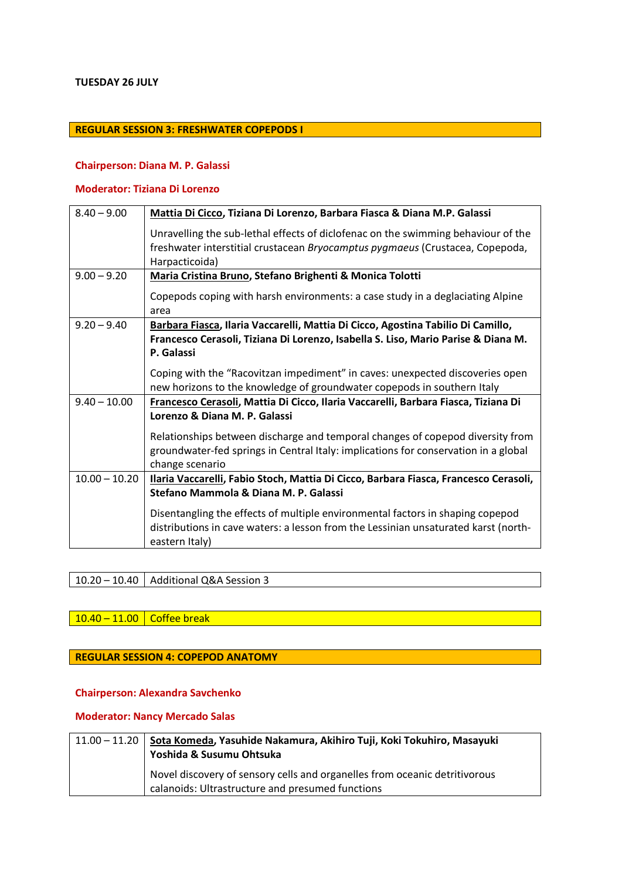**TUESDAY 26 JULY**

## REGULAR SESSION 3: FRESHWATER COPEPODS I

**Chairperson: Diana M. P. Galassi**

**Moderator: Tiziana Di Lorenzo**

| | |
|---|---|
| 8.40 – 9.00 | **Mattia Di Cicco, Tiziana Di Lorenzo, Barbara Fiasca & Diana M.P. Galassi**<br><br>Unravelling the sub-lethal effects of diclofenac on the swimming behaviour of the freshwater interstitial crustacean *Bryocamptus pygmaeus* (Crustacea, Copepoda, Harpacticoida) |
| 9.00 – 9.20 | **Maria Cristina Bruno, Stefano Brighenti & Monica Tolotti**<br><br>Copepods coping with harsh environments: a case study in a deglaciating Alpine area |
| 9.20 – 9.40 | **Barbara Fiasca, Ilaria Vaccarelli, Mattia Di Cicco, Agostina Tabilio Di Camillo, Francesco Cerasoli, Tiziana Di Lorenzo, Isabella S. Liso, Mario Parise & Diana M. P. Galassi**<br><br>Coping with the "Racovitzan impediment" in caves: unexpected discoveries open new horizons to the knowledge of groundwater copepods in southern Italy |
| 9.40 – 10.00 | **Francesco Cerasoli, Mattia Di Cicco, Ilaria Vaccarelli, Barbara Fiasca, Tiziana Di Lorenzo & Diana M. P. Galassi**<br><br>Relationships between discharge and temporal changes of copepod diversity from groundwater-fed springs in Central Italy: implications for conservation in a global change scenario |
| 10.00 – 10.20 | **Ilaria Vaccarelli, Fabio Stoch, Mattia Di Cicco, Barbara Fiasca, Francesco Cerasoli, Stefano Mammola & Diana M. P. Galassi**<br><br>Disentangling the effects of multiple environmental factors in shaping copepod distributions in cave waters: a lesson from the Lessinian unsaturated karst (north-eastern Italy) |

| | |
|---|---|
| 10.20 – 10.40 | Additional Q&A Session 3 |

| | |
|---|---|
| 10.40 – 11.00 | Coffee break |

## REGULAR SESSION 4: COPEPOD ANATOMY

**Chairperson: Alexandra Savchenko**

**Moderator: Nancy Mercado Salas**

| | |
|---|---|
| 11.00 – 11.20 | **Sota Komeda, Yasuhide Nakamura, Akihiro Tuji, Koki Tokuhiro, Masayuki Yoshida & Susumu Ohtsuka**<br><br>Novel discovery of sensory cells and organelles from oceanic detritivorous calanoids: Ultrastructure and presumed functions |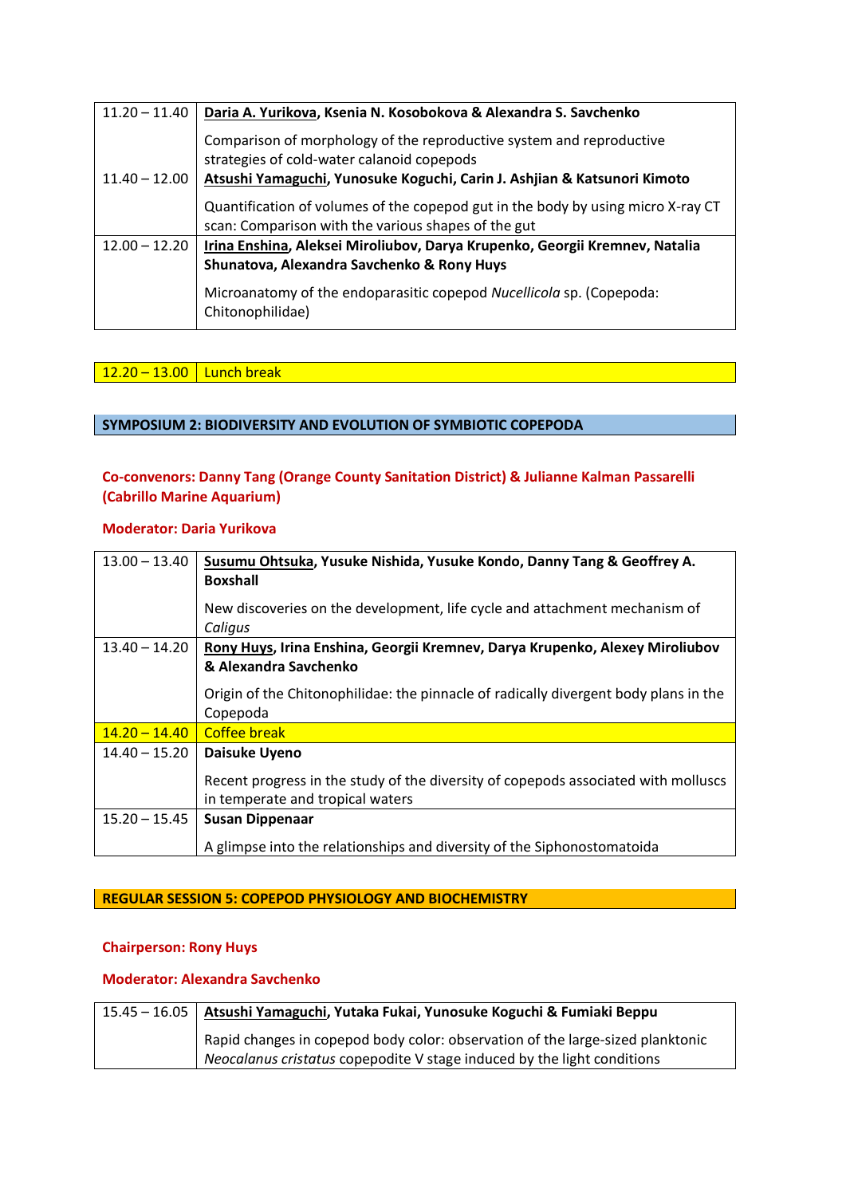| | |
|---|---|
| 11.20 – 11.40 | **Daria A. Yurikova, Ksenia N. Kosobokova & Alexandra S. Savchenko**<br><br>Comparison of morphology of the reproductive system and reproductive strategies of cold-water calanoid copepods |
| 11.40 – 12.00 | **Atsushi Yamaguchi, Yunosuke Koguchi, Carin J. Ashjian & Katsunori Kimoto**<br><br>Quantification of volumes of the copepod gut in the body by using micro X-ray CT scan: Comparison with the various shapes of the gut |
| 12.00 – 12.20 | **Irina Enshina, Aleksei Miroliubov, Darya Krupenko, Georgii Kremnev, Natalia Shunatova, Alexandra Savchenko & Rony Huys**<br><br>Microanatomy of the endoparasitic copepod *Nucellicola* sp. (Copepoda: Chitonophilidae) |

| | |
|---|---|
| 12.20 – 13.00 | Lunch break |

## SYMPOSIUM 2: BIODIVERSITY AND EVOLUTION OF SYMBIOTIC COPEPODA

**Co-convenors: Danny Tang (Orange County Sanitation District) & Julianne Kalman Passarelli (Cabrillo Marine Aquarium)**

**Moderator: Daria Yurikova**

| | |
|---|---|
| 13.00 – 13.40 | **Susumu Ohtsuka, Yusuke Nishida, Yusuke Kondo, Danny Tang & Geoffrey A. Boxshall**<br><br>New discoveries on the development, life cycle and attachment mechanism of *Caligus* |
| 13.40 – 14.20 | **Rony Huys, Irina Enshina, Georgii Kremnev, Darya Krupenko, Alexey Miroliubov & Alexandra Savchenko**<br><br>Origin of the Chitonophilidae: the pinnacle of radically divergent body plans in the Copepoda |
| 14.20 – 14.40 | Coffee break |
| 14.40 – 15.20 | **Daisuke Uyeno**<br><br>Recent progress in the study of the diversity of copepods associated with molluscs in temperate and tropical waters |
| 15.20 – 15.45 | **Susan Dippenaar**<br><br>A glimpse into the relationships and diversity of the Siphonostomatoida |

## REGULAR SESSION 5: COPEPOD PHYSIOLOGY AND BIOCHEMISTRY

**Chairperson: Rony Huys**

**Moderator: Alexandra Savchenko**

| | |
|---|---|
| 15.45 – 16.05 | **Atsushi Yamaguchi, Yutaka Fukai, Yunosuke Koguchi & Fumiaki Beppu**<br><br>Rapid changes in copepod body color: observation of the large-sized planktonic *Neocalanus cristatus* copepodite V stage induced by the light conditions |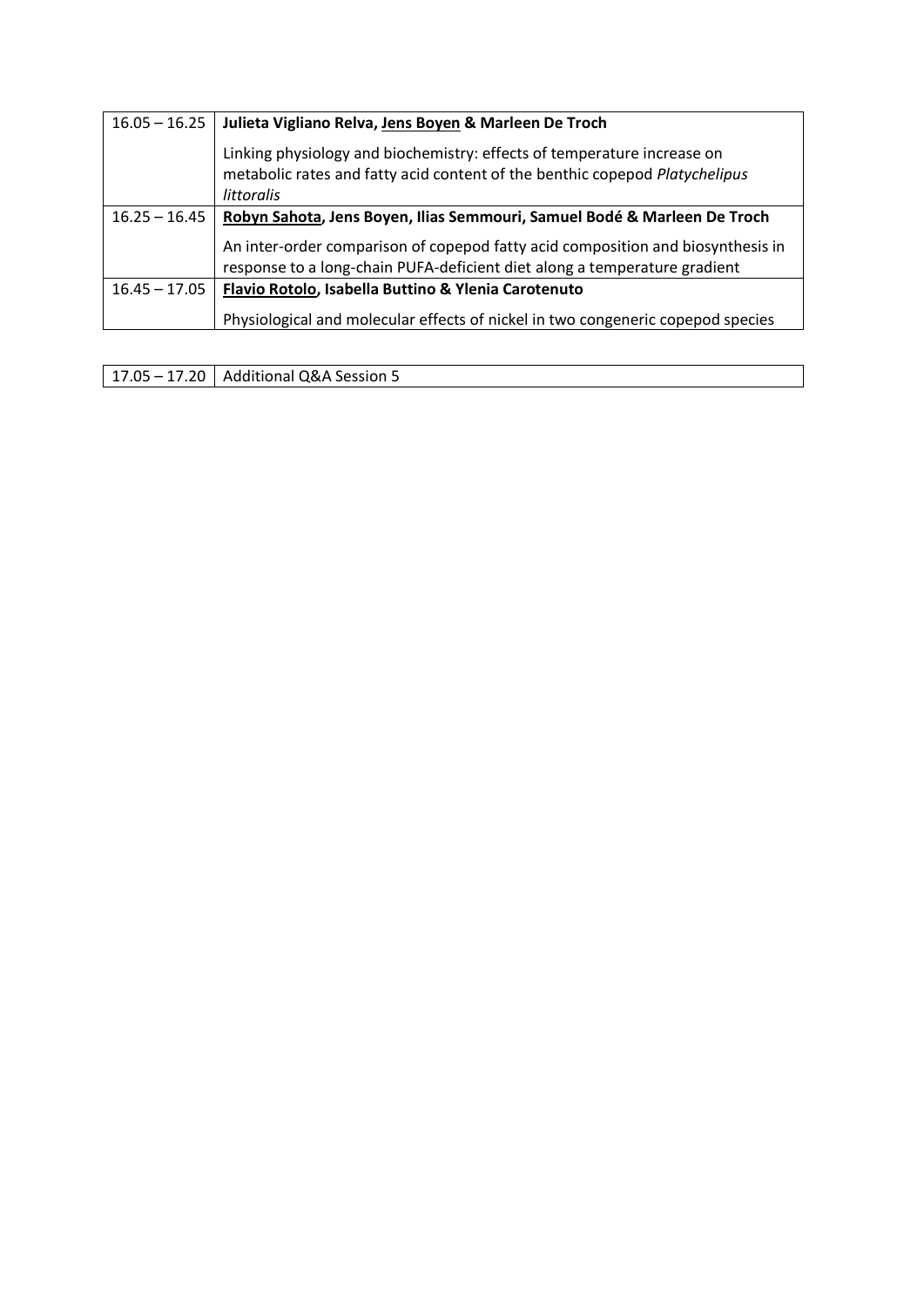| 16.05 – 16.25 | **Julieta Vigliano Relva, <u>Jens Boyen</u> & Marleen De Troch**<br><br>Linking physiology and biochemistry: effects of temperature increase on metabolic rates and fatty acid content of the benthic copepod *Platychelipus littoralis* |
|---|---|
| 16.25 – 16.45 | **<u>Robyn Sahota</u>, Jens Boyen, Ilias Semmouri, Samuel Bodé & Marleen De Troch**<br><br>An inter-order comparison of copepod fatty acid composition and biosynthesis in response to a long-chain PUFA-deficient diet along a temperature gradient |
| 16.45 – 17.05 | **<u>Flavio Rotolo</u>, Isabella Buttino & Ylenia Carotenuto**<br><br>Physiological and molecular effects of nickel in two congeneric copepod species |

| 17.05 – 17.20 | Additional Q&A Session 5 |
|---|---|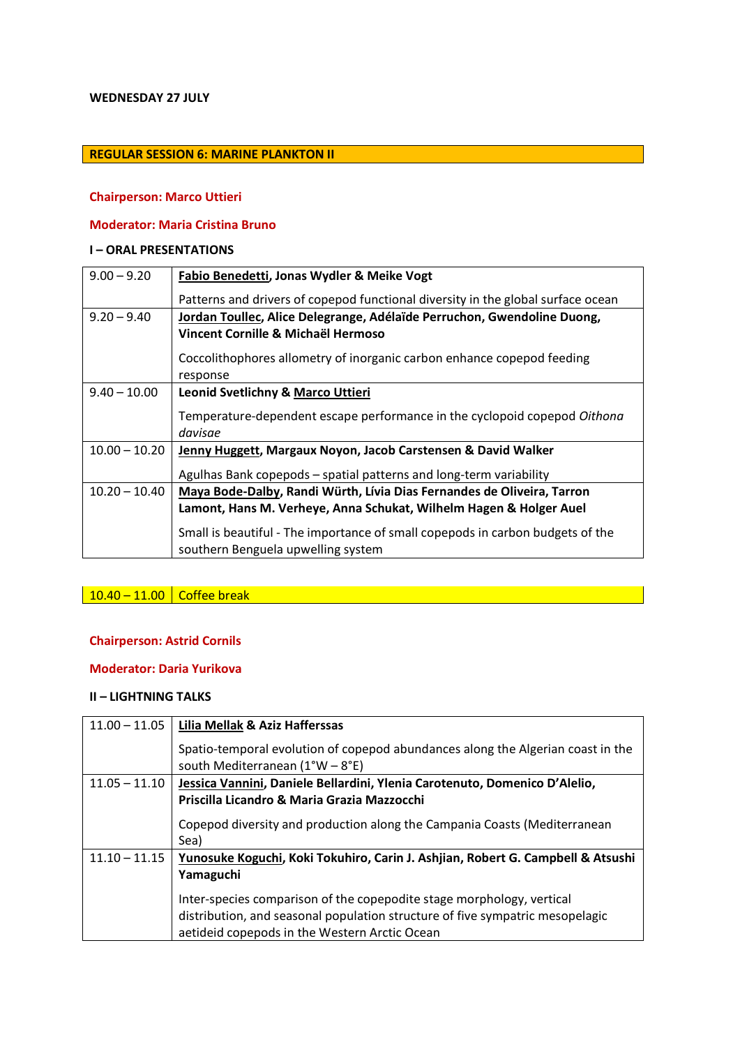**WEDNESDAY 27 JULY**

## REGULAR SESSION 6: MARINE PLANKTON II

**Chairperson: Marco Uttieri**

**Moderator: Maria Cristina Bruno**

### I – ORAL PRESENTATIONS

| | |
|---|---|
| 9.00 – 9.20 | **<u>Fabio Benedetti</u>, Jonas Wydler & Meike Vogt**<br><br>Patterns and drivers of copepod functional diversity in the global surface ocean |
| 9.20 – 9.40 | **<u>Jordan Toullec</u>, Alice Delegrange, Adélaïde Perruchon, Gwendoline Duong, Vincent Cornille & Michaël Hermoso**<br><br>Coccolithophores allometry of inorganic carbon enhance copepod feeding response |
| 9.40 – 10.00 | **Leonid Svetlichny & <u>Marco Uttieri</u>**<br><br>Temperature-dependent escape performance in the cyclopoid copepod *Oithona davisae* |
| 10.00 – 10.20 | **<u>Jenny Huggett</u>, Margaux Noyon, Jacob Carstensen & David Walker**<br><br>Agulhas Bank copepods – spatial patterns and long-term variability |
| 10.20 – 10.40 | **<u>Maya Bode-Dalby</u>, Randi Würth, Lívia Dias Fernandes de Oliveira, Tarron Lamont, Hans M. Verheye, Anna Schukat, Wilhelm Hagen & Holger Auel**<br><br>Small is beautiful - The importance of small copepods in carbon budgets of the southern Benguela upwelling system |

| | |
|---|---|
| 10.40 – 11.00 | Coffee break |

**Chairperson: Astrid Cornils**

**Moderator: Daria Yurikova**

### II – LIGHTNING TALKS

| | |
|---|---|
| 11.00 – 11.05 | **<u>Lilia Mellak</u> & Aziz Hafferssas**<br><br>Spatio-temporal evolution of copepod abundances along the Algerian coast in the south Mediterranean (1°W – 8°E) |
| 11.05 – 11.10 | **<u>Jessica Vannini</u>, Daniele Bellardini, Ylenia Carotenuto, Domenico D'Alelio, Priscilla Licandro & Maria Grazia Mazzocchi**<br><br>Copepod diversity and production along the Campania Coasts (Mediterranean Sea) |
| 11.10 – 11.15 | **<u>Yunosuke Koguchi</u>, Koki Tokuhiro, Carin J. Ashjian, Robert G. Campbell & Atsushi Yamaguchi**<br><br>Inter-species comparison of the copepodite stage morphology, vertical distribution, and seasonal population structure of five sympatric mesopelagic aetideid copepods in the Western Arctic Ocean |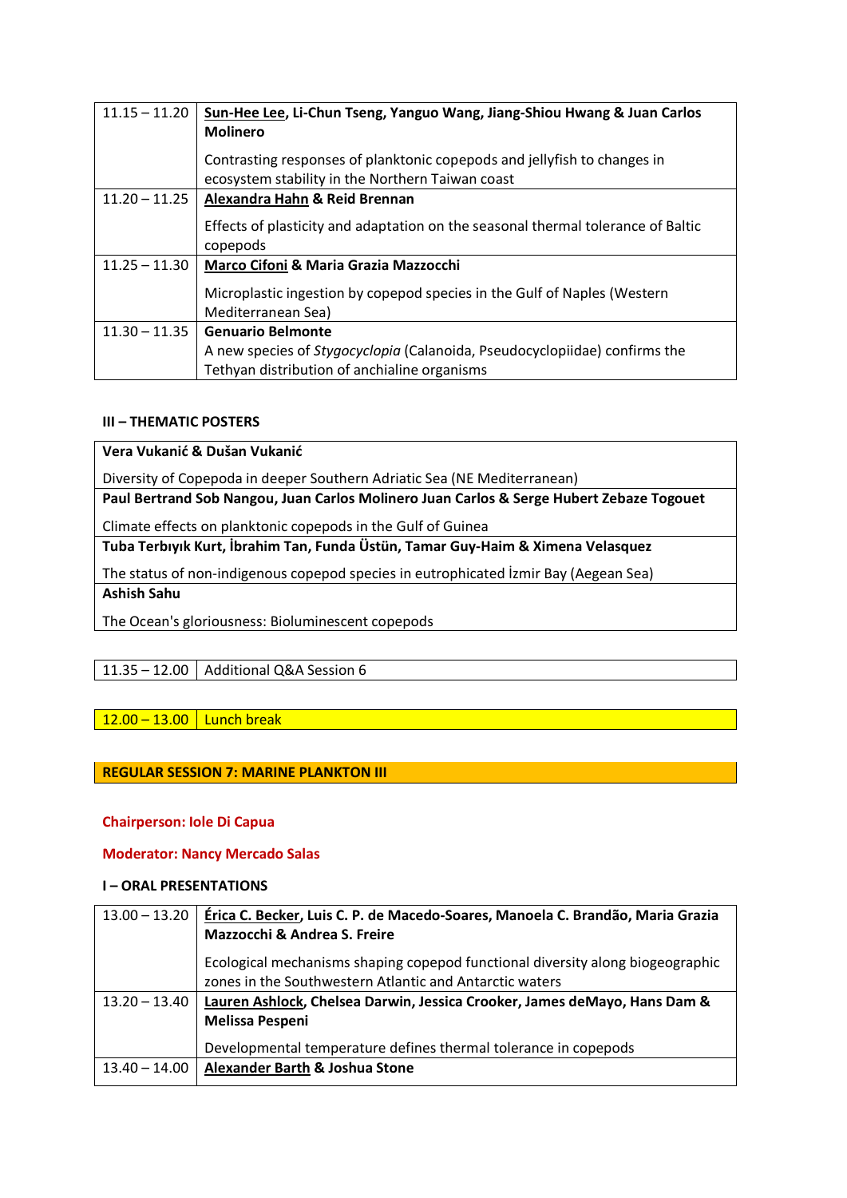| | |
|---|---|
| 11.15 – 11.20 | **Sun-Hee Lee, Li-Chun Tseng, Yanguo Wang, Jiang-Shiou Hwang & Juan Carlos Molinero**<br><br>Contrasting responses of planktonic copepods and jellyfish to changes in ecosystem stability in the Northern Taiwan coast |
| 11.20 – 11.25 | **Alexandra Hahn & Reid Brennan**<br><br>Effects of plasticity and adaptation on the seasonal thermal tolerance of Baltic copepods |
| 11.25 – 11.30 | **Marco Cifoni & Maria Grazia Mazzocchi**<br><br>Microplastic ingestion by copepod species in the Gulf of Naples (Western Mediterranean Sea) |
| 11.30 – 11.35 | **Genuario Belmonte**<br>A new species of *Stygocyclopia* (Calanoida, Pseudocyclopiidae) confirms the Tethyan distribution of anchialine organisms |

#### III – THEMATIC POSTERS

| |
|---|
| **Vera Vukanić & Dušan Vukanić**<br><br>Diversity of Copepoda in deeper Southern Adriatic Sea (NE Mediterranean) |
| **Paul Bertrand Sob Nangou, Juan Carlos Molinero Juan Carlos & Serge Hubert Zebaze Togouet**<br><br>Climate effects on planktonic copepods in the Gulf of Guinea |
| **Tuba Terbıyık Kurt, İbrahim Tan, Funda Üstün, Tamar Guy-Haim & Ximena Velasquez**<br><br>The status of non-indigenous copepod species in eutrophicated İzmir Bay (Aegean Sea) |
| **Ashish Sahu**<br><br>The Ocean's gloriousness: Bioluminescent copepods |

| | |
|---|---|
| 11.35 – 12.00 | Additional Q&A Session 6 |

| | |
|---|---|
| 12.00 – 13.00 | Lunch break |

### REGULAR SESSION 7: MARINE PLANKTON III

**Chairperson: Iole Di Capua**

**Moderator: Nancy Mercado Salas**

#### I – ORAL PRESENTATIONS

| | |
|---|---|
| 13.00 – 13.20 | **Érica C. Becker, Luis C. P. de Macedo-Soares, Manoela C. Brandão, Maria Grazia Mazzocchi & Andrea S. Freire**<br><br>Ecological mechanisms shaping copepod functional diversity along biogeographic zones in the Southwestern Atlantic and Antarctic waters |
| 13.20 – 13.40 | **Lauren Ashlock, Chelsea Darwin, Jessica Crooker, James deMayo, Hans Dam & Melissa Pespeni**<br><br>Developmental temperature defines thermal tolerance in copepods |
| 13.40 – 14.00 | **Alexander Barth & Joshua Stone** |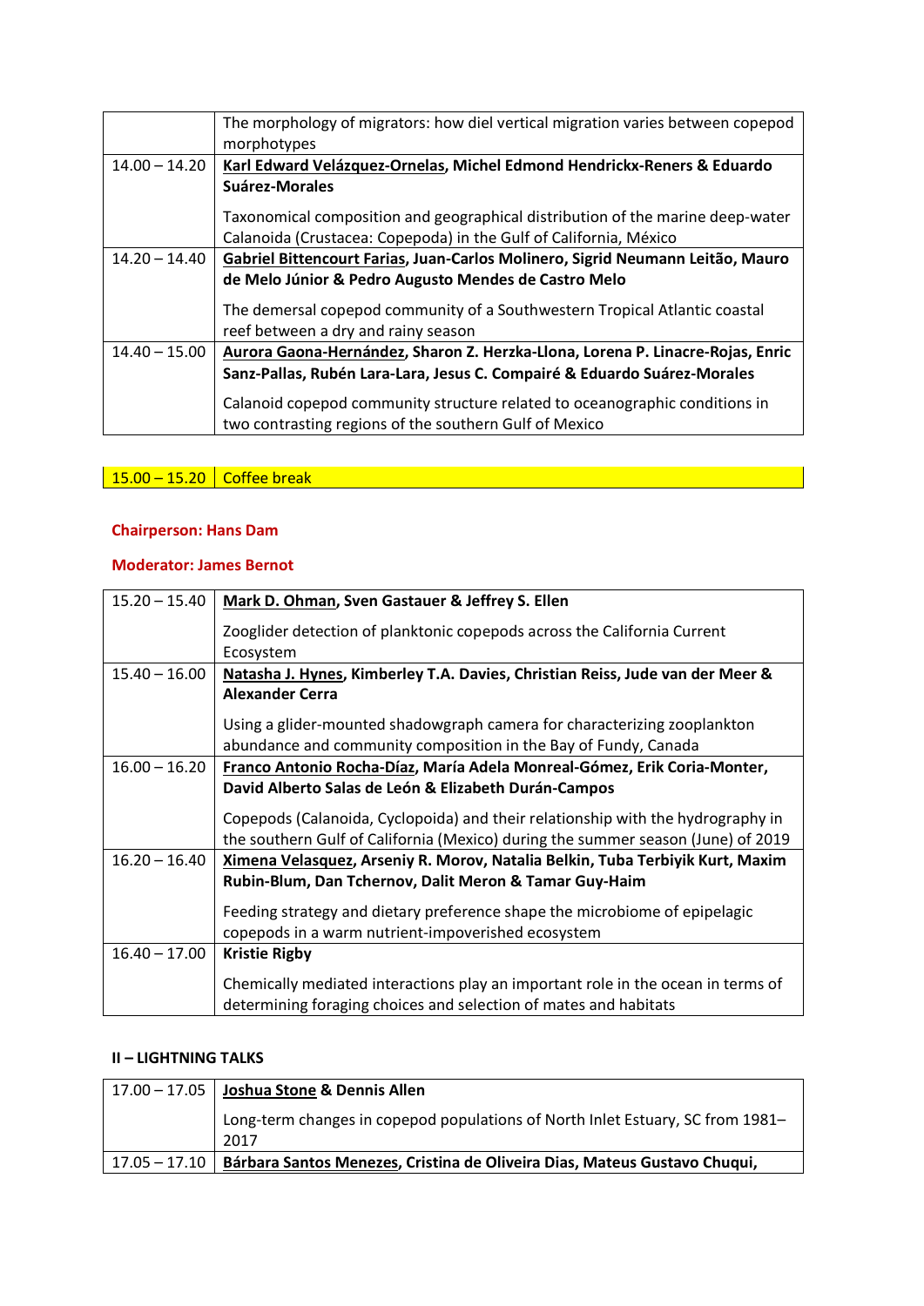| | |
|---|---|
| | The morphology of migrators: how diel vertical migration varies between copepod morphotypes |
| 14.00 – 14.20 | **<u>Karl Edward Velázquez-Ornelas</u>, Michel Edmond Hendrickx-Reners & Eduardo Suárez-Morales**<br><br>Taxonomical composition and geographical distribution of the marine deep-water Calanoida (Crustacea: Copepoda) in the Gulf of California, México |
| 14.20 – 14.40 | **<u>Gabriel Bittencourt Farias</u>, Juan-Carlos Molinero, Sigrid Neumann Leitão, Mauro de Melo Júnior & Pedro Augusto Mendes de Castro Melo**<br><br>The demersal copepod community of a Southwestern Tropical Atlantic coastal reef between a dry and rainy season |
| 14.40 – 15.00 | **<u>Aurora Gaona-Hernández</u>, Sharon Z. Herzka-Llona, Lorena P. Linacre-Rojas, Enric Sanz-Pallas, Rubén Lara-Lara, Jesus C. Compairé & Eduardo Suárez-Morales**<br><br>Calanoid copepod community structure related to oceanographic conditions in two contrasting regions of the southern Gulf of Mexico |

| | |
|---|---|
| 15.00 – 15.20 | Coffee break |

**Chairperson: Hans Dam**

**Moderator: James Bernot**

| | |
|---|---|
| 15.20 – 15.40 | **<u>Mark D. Ohman</u>, Sven Gastauer & Jeffrey S. Ellen**<br><br>Zooglider detection of planktonic copepods across the California Current Ecosystem |
| 15.40 – 16.00 | **<u>Natasha J. Hynes</u>, Kimberley T.A. Davies, Christian Reiss, Jude van der Meer & Alexander Cerra**<br><br>Using a glider-mounted shadowgraph camera for characterizing zooplankton abundance and community composition in the Bay of Fundy, Canada |
| 16.00 – 16.20 | **<u>Franco Antonio Rocha-Díaz</u>, María Adela Monreal-Gómez, Erik Coria-Monter, David Alberto Salas de León & Elizabeth Durán-Campos**<br><br>Copepods (Calanoida, Cyclopoida) and their relationship with the hydrography in the southern Gulf of California (Mexico) during the summer season (June) of 2019 |
| 16.20 – 16.40 | **<u>Ximena Velasquez</u>, Arseniy R. Morov, Natalia Belkin, Tuba Terbiyik Kurt, Maxim Rubin-Blum, Dan Tchernov, Dalit Meron & Tamar Guy-Haim**<br><br>Feeding strategy and dietary preference shape the microbiome of epipelagic copepods in a warm nutrient-impoverished ecosystem |
| 16.40 – 17.00 | **Kristie Rigby**<br><br>Chemically mediated interactions play an important role in the ocean in terms of determining foraging choices and selection of mates and habitats |

**II – LIGHTNING TALKS**

| | |
|---|---|
| 17.00 – 17.05 | **<u>Joshua Stone</u> & Dennis Allen**<br><br>Long-term changes in copepod populations of North Inlet Estuary, SC from 1981–2017 |
| 17.05 – 17.10 | **<u>Bárbara Santos Menezes</u>, Cristina de Oliveira Dias, Mateus Gustavo Chuqui,** |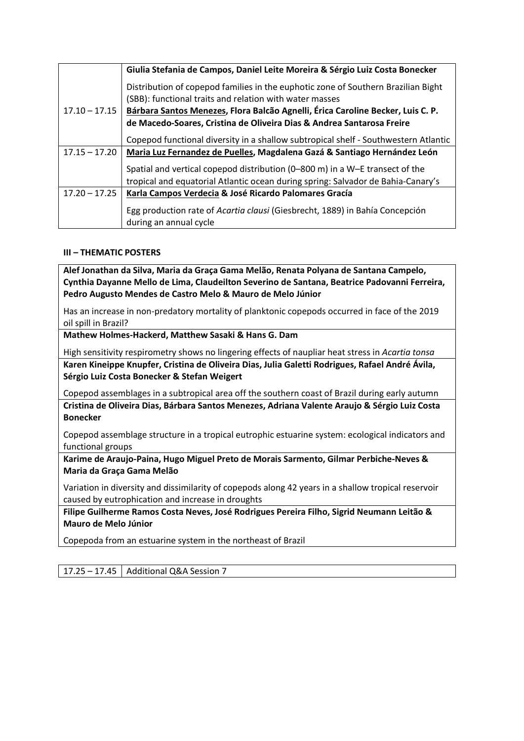| | |
|---|---|
| | **Giulia Stefania de Campos, Daniel Leite Moreira & Sérgio Luiz Costa Bonecker**<br><br>Distribution of copepod families in the euphotic zone of Southern Brazilian Bight (SBB): functional traits and relation with water masses |
| 17.10 – 17.15 | **<u>Bárbara Santos Menezes</u>, Flora Balcão Agnelli, Érica Caroline Becker, Luis C. P. de Macedo-Soares, Cristina de Oliveira Dias & Andrea Santarosa Freire**<br><br>Copepod functional diversity in a shallow subtropical shelf - Southwestern Atlantic |
| 17.15 – 17.20 | **<u>Maria Luz Fernandez de Puelles</u>, Magdalena Gazá & Santiago Hernández León**<br><br>Spatial and vertical copepod distribution (0–800 m) in a W–E transect of the tropical and equatorial Atlantic ocean during spring: Salvador de Bahia-Canary's |
| 17.20 – 17.25 | **<u>Karla Campos Verdecia</u> & José Ricardo Palomares Gracía**<br><br>Egg production rate of *Acartia clausi* (Giesbrecht, 1889) in Bahía Concepción during an annual cycle |

**III – THEMATIC POSTERS**

| |
|---|
| **Alef Jonathan da Silva, Maria da Graça Gama Melão, Renata Polyana de Santana Campelo, Cynthia Dayanne Mello de Lima, Claudeilton Severino de Santana, Beatrice Padovanni Ferreira, Pedro Augusto Mendes de Castro Melo & Mauro de Melo Júnior**<br><br>Has an increase in non-predatory mortality of planktonic copepods occurred in face of the 2019 oil spill in Brazil? |
| **Mathew Holmes-Hackerd, Matthew Sasaki & Hans G. Dam**<br><br>High sensitivity respirometry shows no lingering effects of naupliar heat stress in *Acartia tonsa* |
| **Karen Kineippe Knupfer, Cristina de Oliveira Dias, Julia Galetti Rodrigues, Rafael André Ávila, Sérgio Luiz Costa Bonecker & Stefan Weigert**<br><br>Copepod assemblages in a subtropical area off the southern coast of Brazil during early autumn |
| **Cristina de Oliveira Dias, Bárbara Santos Menezes, Adriana Valente Araujo & Sérgio Luiz Costa Bonecker**<br><br>Copepod assemblage structure in a tropical eutrophic estuarine system: ecological indicators and functional groups |
| **Karime de Araujo-Paina, Hugo Miguel Preto de Morais Sarmento, Gilmar Perbiche-Neves & Maria da Graça Gama Melão**<br><br>Variation in diversity and dissimilarity of copepods along 42 years in a shallow tropical reservoir caused by eutrophication and increase in droughts |
| **Filipe Guilherme Ramos Costa Neves, José Rodrigues Pereira Filho, Sigrid Neumann Leitão & Mauro de Melo Júnior**<br><br>Copepoda from an estuarine system in the northeast of Brazil |

| | |
|---|---|
| 17.25 – 17.45 | Additional Q&A Session 7 |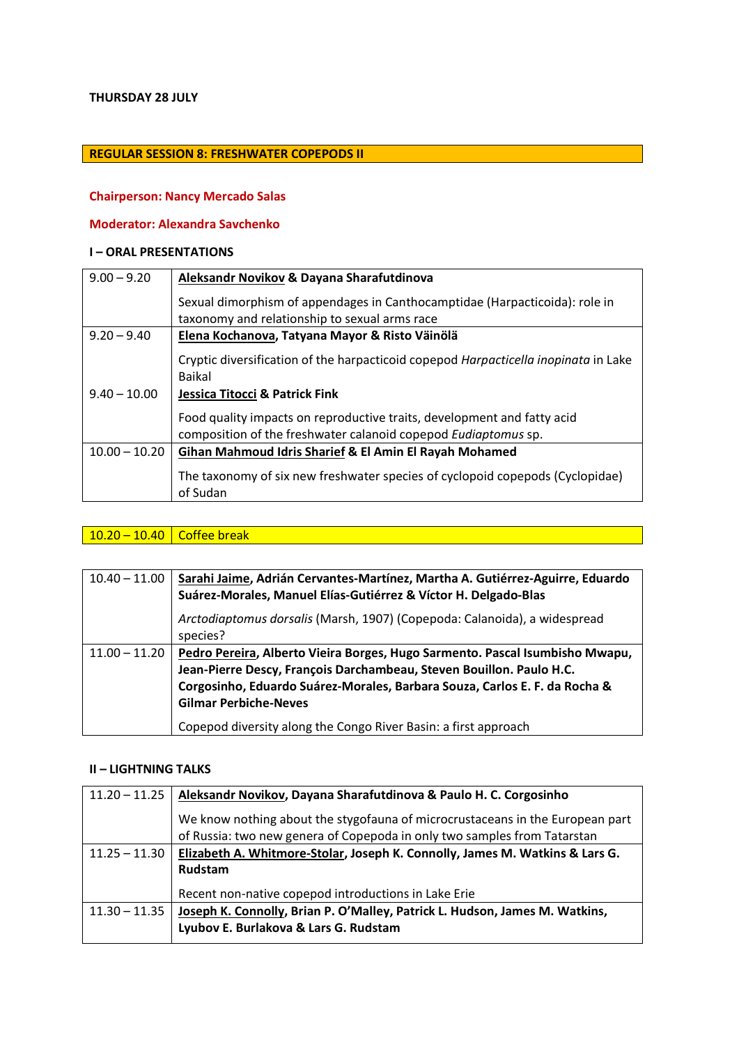**THURSDAY 28 JULY**

## REGULAR SESSION 8: FRESHWATER COPEPODS II

**Chairperson: Nancy Mercado Salas**

**Moderator: Alexandra Savchenko**

### I – ORAL PRESENTATIONS

| Time | Presentation |
|---|---|
| 9.00 – 9.20 | **Aleksandr Novikov & Dayana Sharafutdinova**<br><br>Sexual dimorphism of appendages in Canthocamptidae (Harpacticoida): role in taxonomy and relationship to sexual arms race |
| 9.20 – 9.40 | **Elena Kochanova, Tatyana Mayor & Risto Väinölä**<br><br>Cryptic diversification of the harpacticoid copepod *Harpacticella inopinata* in Lake Baikal |
| 9.40 – 10.00 | **Jessica Titocci & Patrick Fink**<br><br>Food quality impacts on reproductive traits, development and fatty acid composition of the freshwater calanoid copepod *Eudiaptomus* sp. |
| 10.00 – 10.20 | **Gihan Mahmoud Idris Sharief & El Amin El Rayah Mohamed**<br><br>The taxonomy of six new freshwater species of cyclopoid copepods (Cyclopidae) of Sudan |
| 10.20 – 10.40 | Coffee break |
| 10.40 – 11.00 | **Sarahi Jaime, Adrián Cervantes-Martínez, Martha A. Gutiérrez-Aguirre, Eduardo Suárez-Morales, Manuel Elías-Gutiérrez & Víctor H. Delgado-Blas**<br><br>*Arctodiaptomus dorsalis* (Marsh, 1907) (Copepoda: Calanoida), a widespread species? |
| 11.00 – 11.20 | **Pedro Pereira, Alberto Vieira Borges, Hugo Sarmento. Pascal Isumbisho Mwapu, Jean-Pierre Descy, François Darchambeau, Steven Bouillon. Paulo H.C. Corgosinho, Eduardo Suárez-Morales, Barbara Souza, Carlos E. F. da Rocha & Gilmar Perbiche-Neves**<br><br>Copepod diversity along the Congo River Basin: a first approach |

### II – LIGHTNING TALKS

| Time | Presentation |
|---|---|
| 11.20 – 11.25 | **Aleksandr Novikov, Dayana Sharafutdinova & Paulo H. C. Corgosinho**<br><br>We know nothing about the stygofauna of microcrustaceans in the European part of Russia: two new genera of Copepoda in only two samples from Tatarstan |
| 11.25 – 11.30 | **Elizabeth A. Whitmore-Stolar, Joseph K. Connolly, James M. Watkins & Lars G. Rudstam**<br><br>Recent non-native copepod introductions in Lake Erie |
| 11.30 – 11.35 | **Joseph K. Connolly, Brian P. O'Malley, Patrick L. Hudson, James M. Watkins, Lyubov E. Burlakova & Lars G. Rudstam** |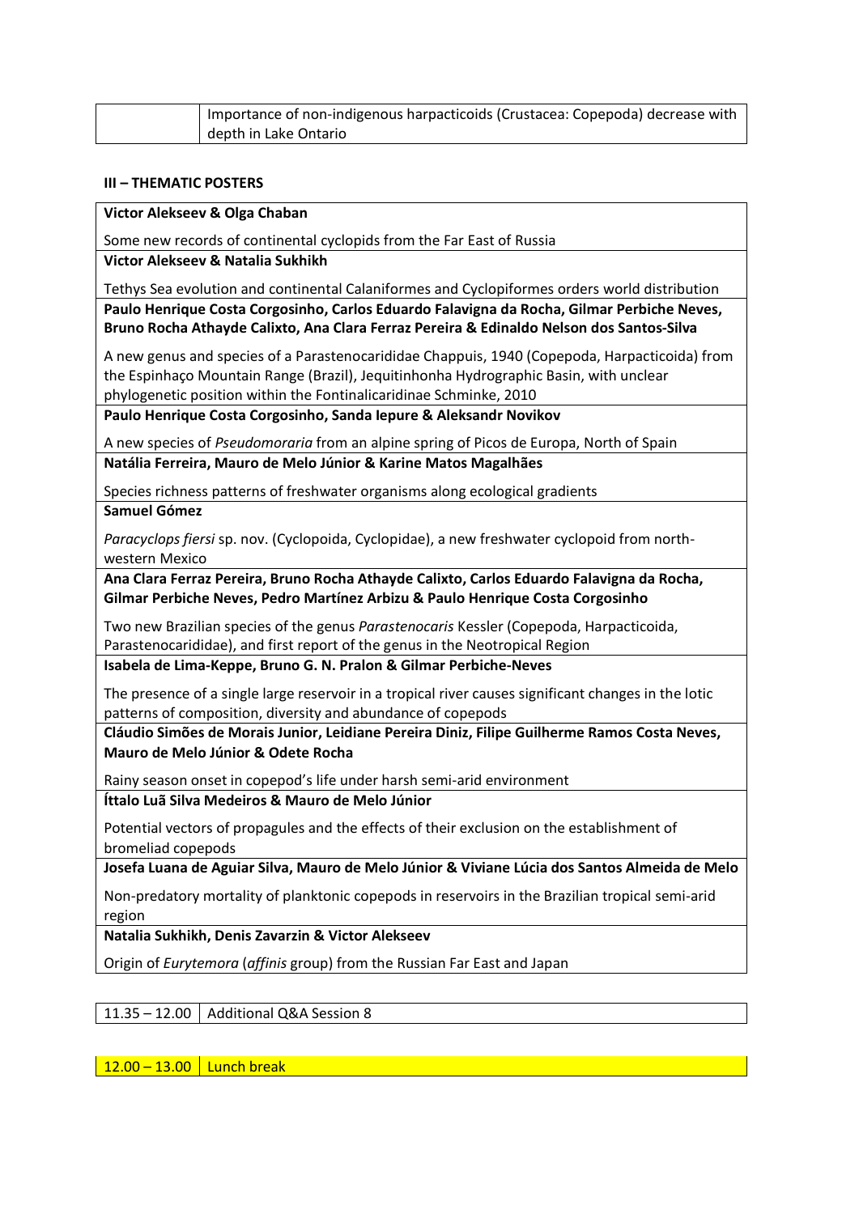| | Importance of non-indigenous harpacticoids (Crustacea: Copepoda) decrease with depth in Lake Ontario |
|---|---|

**III – THEMATIC POSTERS**

**Victor Alekseev & Olga Chaban**

Some new records of continental cyclopids from the Far East of Russia

**Victor Alekseev & Natalia Sukhikh**

Tethys Sea evolution and continental Calaniformes and Cyclopiformes orders world distribution

**Paulo Henrique Costa Corgosinho, Carlos Eduardo Falavigna da Rocha, Gilmar Perbiche Neves, Bruno Rocha Athayde Calixto, Ana Clara Ferraz Pereira & Edinaldo Nelson dos Santos-Silva**

A new genus and species of a Parastenocarididae Chappuis, 1940 (Copepoda, Harpacticoida) from the Espinhaço Mountain Range (Brazil), Jequitinhonha Hydrographic Basin, with unclear phylogenetic position within the Fontinalicaridinae Schminke, 2010

**Paulo Henrique Costa Corgosinho, Sanda Iepure & Aleksandr Novikov**

A new species of *Pseudomoraria* from an alpine spring of Picos de Europa, North of Spain

**Natália Ferreira, Mauro de Melo Júnior & Karine Matos Magalhães**

Species richness patterns of freshwater organisms along ecological gradients

**Samuel Gómez**

*Paracyclops fiersi* sp. nov. (Cyclopoida, Cyclopidae), a new freshwater cyclopoid from north-western Mexico

**Ana Clara Ferraz Pereira, Bruno Rocha Athayde Calixto, Carlos Eduardo Falavigna da Rocha, Gilmar Perbiche Neves, Pedro Martínez Arbizu & Paulo Henrique Costa Corgosinho**

Two new Brazilian species of the genus *Parastenocaris* Kessler (Copepoda, Harpacticoida, Parastenocarididae), and first report of the genus in the Neotropical Region

**Isabela de Lima-Keppe, Bruno G. N. Pralon & Gilmar Perbiche-Neves**

The presence of a single large reservoir in a tropical river causes significant changes in the lotic patterns of composition, diversity and abundance of copepods

**Cláudio Simões de Morais Junior, Leidiane Pereira Diniz, Filipe Guilherme Ramos Costa Neves, Mauro de Melo Júnior & Odete Rocha**

Rainy season onset in copepod's life under harsh semi-arid environment

**Íttalo Luã Silva Medeiros & Mauro de Melo Júnior**

Potential vectors of propagules and the effects of their exclusion on the establishment of bromeliad copepods

**Josefa Luana de Aguiar Silva, Mauro de Melo Júnior & Viviane Lúcia dos Santos Almeida de Melo**

Non-predatory mortality of planktonic copepods in reservoirs in the Brazilian tropical semi-arid region

**Natalia Sukhikh, Denis Zavarzin & Victor Alekseev**

Origin of *Eurytemora* (*affinis* group) from the Russian Far East and Japan

| 11.35 – 12.00 | Additional Q&A Session 8 |
|---|---|

| 12.00 – 13.00 | Lunch break |
|---|---|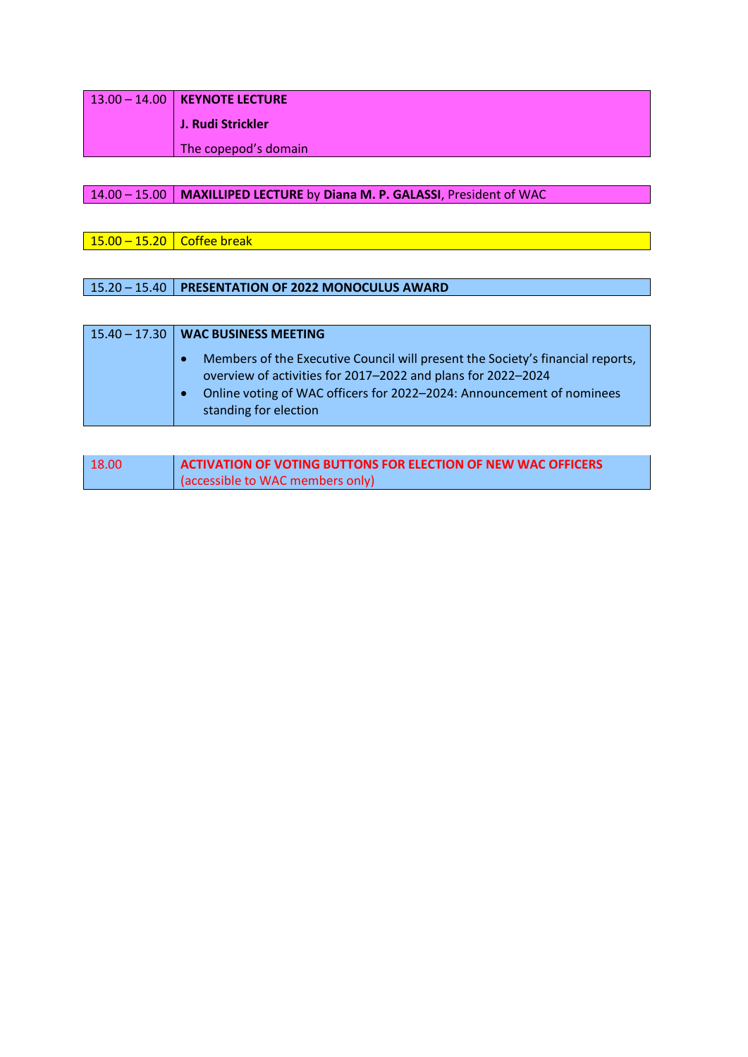| 13.00 – 14.00 | **KEYNOTE LECTURE**<br>**J. Rudi Strickler**<br>The copepod’s domain |
|---|---|

| 14.00 – 15.00 | **MAXILLIPED LECTURE** by **Diana M. P. GALASSI**, President of WAC |
|---|---|

| 15.00 – 15.20 | Coffee break |
|---|---|

| 15.20 – 15.40 | **PRESENTATION OF 2022 MONOCULUS AWARD** |
|---|---|

| 15.40 – 17.30 | **WAC BUSINESS MEETING**<br>• Members of the Executive Council will present the Society’s financial reports, overview of activities for 2017–2022 and plans for 2022–2024<br>• Online voting of WAC officers for 2022–2024: Announcement of nominees standing for election |
|---|---|

| 18.00 | **ACTIVATION OF VOTING BUTTONS FOR ELECTION OF NEW WAC OFFICERS**<br>(accessible to WAC members only) |
|---|---|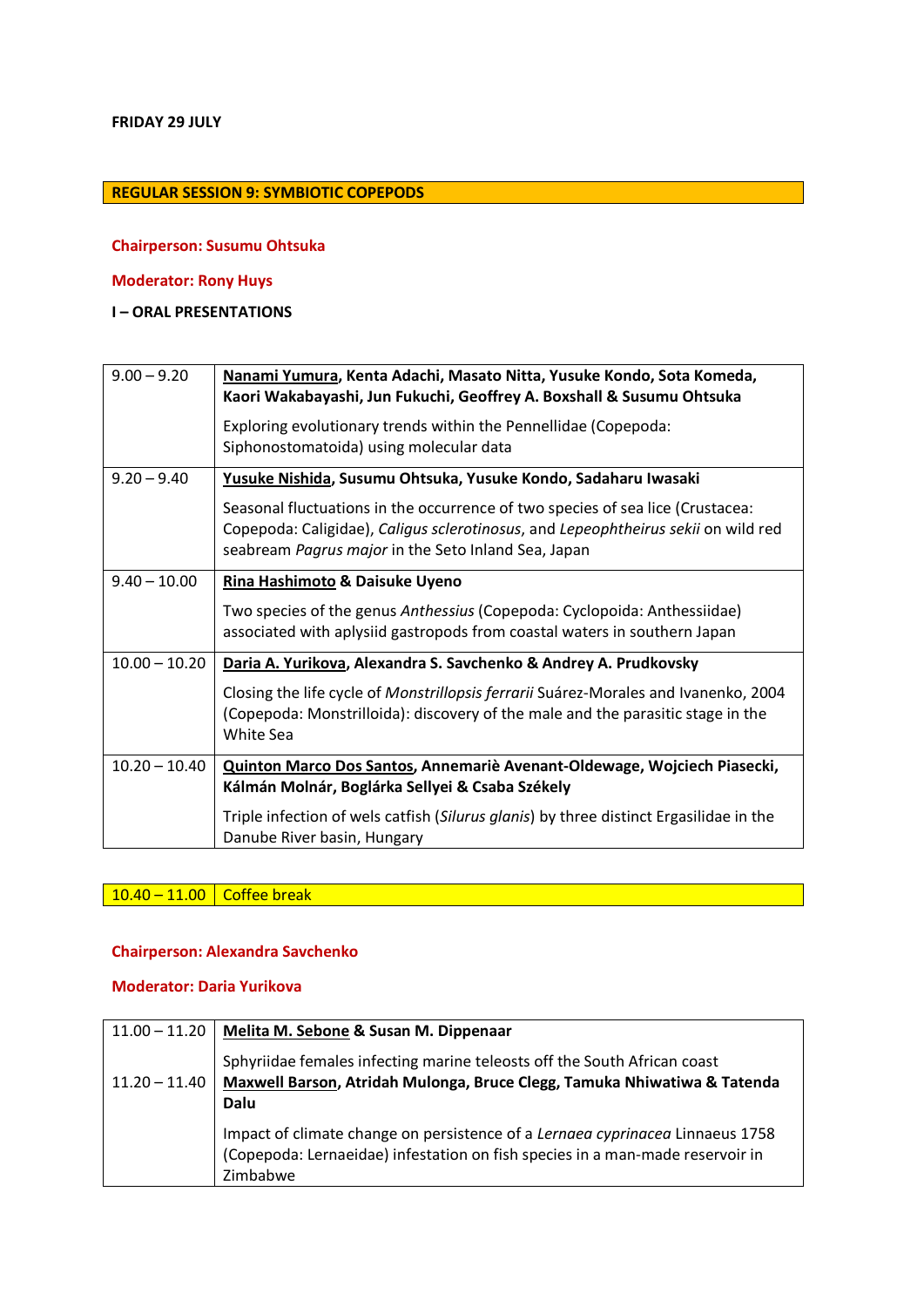**FRIDAY 29 JULY**

## REGULAR SESSION 9: SYMBIOTIC COPEPODS

**Chairperson: Susumu Ohtsuka**

**Moderator: Rony Huys**

**I – ORAL PRESENTATIONS**

| | |
|---|---|
| 9.00 – 9.20 | **<u>Nanami Yumura</u>, Kenta Adachi, Masato Nitta, Yusuke Kondo, Sota Komeda, Kaori Wakabayashi, Jun Fukuchi, Geoffrey A. Boxshall & Susumu Ohtsuka**<br><br>Exploring evolutionary trends within the Pennellidae (Copepoda: Siphonostomatoida) using molecular data |
| 9.20 – 9.40 | **<u>Yusuke Nishida</u>, Susumu Ohtsuka, Yusuke Kondo, Sadaharu Iwasaki**<br><br>Seasonal fluctuations in the occurrence of two species of sea lice (Crustacea: Copepoda: Caligidae), *Caligus sclerotinosus*, and *Lepeophtheirus sekii* on wild red seabream *Pagrus major* in the Seto Inland Sea, Japan |
| 9.40 – 10.00 | **<u>Rina Hashimoto</u> & Daisuke Uyeno**<br><br>Two species of the genus *Anthessius* (Copepoda: Cyclopoida: Anthessiidae) associated with aplysiid gastropods from coastal waters in southern Japan |
| 10.00 – 10.20 | **<u>Daria A. Yurikova</u>, Alexandra S. Savchenko & Andrey A. Prudkovsky**<br><br>Closing the life cycle of *Monstrillopsis ferrarii* Suárez-Morales and Ivanenko, 2004 (Copepoda: Monstrilloida): discovery of the male and the parasitic stage in the White Sea |
| 10.20 – 10.40 | **<u>Quinton Marco Dos Santos</u>, Annemariè Avenant-Oldewage, Wojciech Piasecki, Kálmán Molnár, Boglárka Sellyei & Csaba Székely**<br><br>Triple infection of wels catfish (*Silurus glanis*) by three distinct Ergasilidae in the Danube River basin, Hungary |

| | |
|---|---|
| 10.40 – 11.00 | Coffee break |

**Chairperson: Alexandra Savchenko**

**Moderator: Daria Yurikova**

| | |
|---|---|
| 11.00 – 11.20 | **<u>Melita M. Sebone</u> & Susan M. Dippenaar**<br><br>Sphyriidae females infecting marine teleosts off the South African coast |
| 11.20 – 11.40 | **<u>Maxwell Barson</u>, Atridah Mulonga, Bruce Clegg, Tamuka Nhiwatiwa & Tatenda Dalu**<br><br>Impact of climate change on persistence of a *Lernaea cyprinacea* Linnaeus 1758 (Copepoda: Lernaeidae) infestation on fish species in a man-made reservoir in Zimbabwe |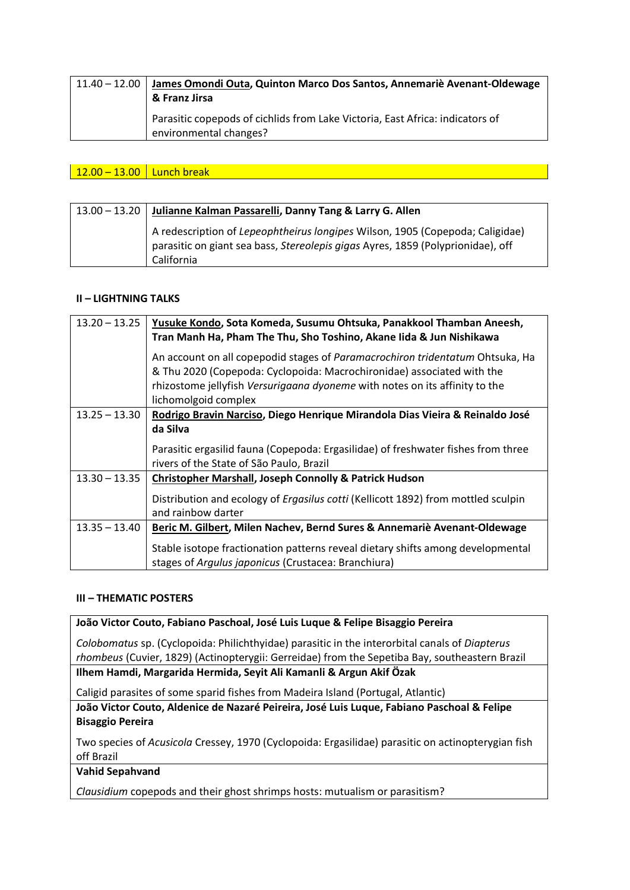| 11.40 – 12.00 | **<u>James Omondi Outa</u>, Quinton Marco Dos Santos, Annemariè Avenant-Oldewage & Franz Jirsa**<br><br>Parasitic copepods of cichlids from Lake Victoria, East Africa: indicators of environmental changes? |
|---|---|

| 12.00 – 13.00 | Lunch break |
|---|---|

| 13.00 – 13.20 | **<u>Julianne Kalman Passarelli</u>, Danny Tang & Larry G. Allen**<br><br>A redescription of *Lepeophtheirus longipes* Wilson, 1905 (Copepoda; Caligidae) parasitic on giant sea bass, *Stereolepis gigas* Ayres, 1859 (Polyprionidae), off California |
|---|---|

**II – LIGHTNING TALKS**

| 13.20 – 13.25 | **<u>Yusuke Kondo</u>, Sota Komeda, Susumu Ohtsuka, Panakkool Thamban Aneesh, Tran Manh Ha, Pham The Thu, Sho Toshino, Akane Iida & Jun Nishikawa**<br><br>An account on all copepodid stages of *Paramacrochiron tridentatum* Ohtsuka, Ha & Thu 2020 (Copepoda: Cyclopoida: Macrochironidae) associated with the rhizostome jellyfish *Versurigaana dyoneme* with notes on its affinity to the lichomolgoid complex |
|---|---|
| 13.25 – 13.30 | **<u>Rodrigo Bravin Narciso</u>, Diego Henrique Mirandola Dias Vieira & Reinaldo José da Silva**<br><br>Parasitic ergasilid fauna (Copepoda: Ergasilidae) of freshwater fishes from three rivers of the State of São Paulo, Brazil |
| 13.30 – 13.35 | **<u>Christopher Marshall</u>, Joseph Connolly & Patrick Hudson**<br><br>Distribution and ecology of *Ergasilus cotti* (Kellicott 1892) from mottled sculpin and rainbow darter |
| 13.35 – 13.40 | **<u>Beric M. Gilbert</u>, Milen Nachev, Bernd Sures & Annemariè Avenant-Oldewage**<br><br>Stable isotope fractionation patterns reveal dietary shifts among developmental stages of *Argulus japonicus* (Crustacea: Branchiura) |

**III – THEMATIC POSTERS**

| **João Victor Couto, Fabiano Paschoal, José Luis Luque & Felipe Bisaggio Pereira**<br><br>*Colobomatus* sp. (Cyclopoida: Philichthyidae) parasitic in the interorbital canals of *Diapterus rhombeus* (Cuvier, 1829) (Actinopterygii: Gerreidae) from the Sepetiba Bay, southeastern Brazil |
|---|
| **Ilhem Hamdi, Margarida Hermida, Seyit Ali Kamanli & Argun Akif Özak**<br><br>Caligid parasites of some sparid fishes from Madeira Island (Portugal, Atlantic) |
| **João Victor Couto, Aldenice de Nazaré Peireira, José Luis Luque, Fabiano Paschoal & Felipe Bisaggio Pereira**<br><br>Two species of *Acusicola* Cressey, 1970 (Cyclopoida: Ergasilidae) parasitic on actinopterygian fish off Brazil |
| **Vahid Sepahvand**<br><br>*Clausidium* copepods and their ghost shrimps hosts: mutualism or parasitism? |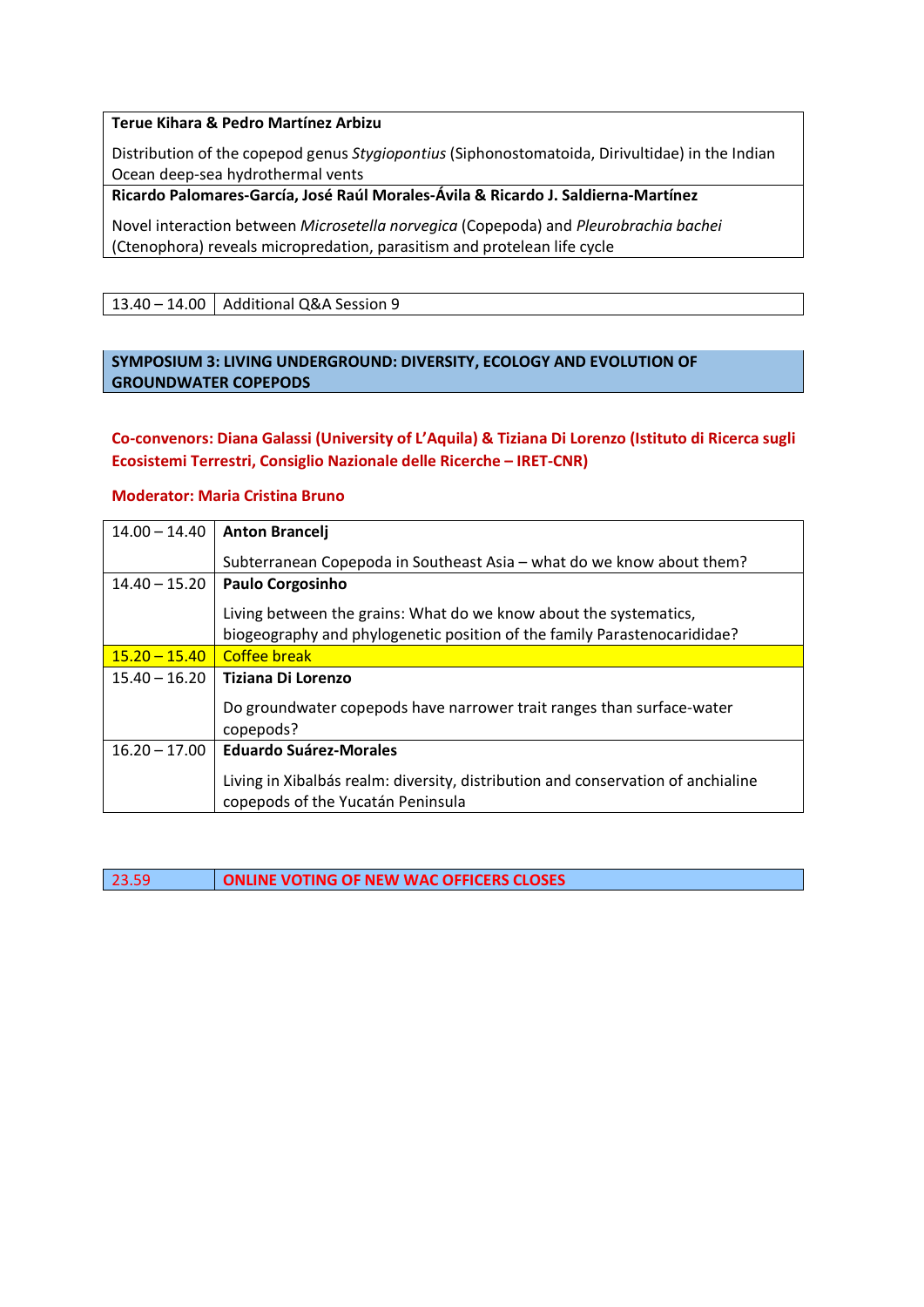| **Terue Kihara & Pedro Martínez Arbizu**<br><br>Distribution of the copepod genus *Stygiopontius* (Siphonostomatoida, Dirivultidae) in the Indian Ocean deep-sea hydrothermal vents |
|---|
| **Ricardo Palomares-García, José Raúl Morales-Ávila & Ricardo J. Saldierna-Martínez**<br><br>Novel interaction between *Microsetella norvegica* (Copepoda) and *Pleurobrachia bachei* (Ctenophora) reveals micropredation, parasitism and protelean life cycle |

| 13.40 – 14.00 | Additional Q&A Session 9 |
|---|---|

## SYMPOSIUM 3: LIVING UNDERGROUND: DIVERSITY, ECOLOGY AND EVOLUTION OF GROUNDWATER COPEPODS

**Co-convenors: Diana Galassi (University of L'Aquila) & Tiziana Di Lorenzo (Istituto di Ricerca sugli Ecosistemi Terrestri, Consiglio Nazionale delle Ricerche – IRET-CNR)**

**Moderator: Maria Cristina Bruno**

| Time | Session |
|---|---|
| 14.00 – 14.40 | **Anton Brancelj**<br><br>Subterranean Copepoda in Southeast Asia – what do we know about them? |
| 14.40 – 15.20 | **Paulo Corgosinho**<br><br>Living between the grains: What do we know about the systematics, biogeography and phylogenetic position of the family Parastenocarididae? |
| 15.20 – 15.40 | Coffee break |
| 15.40 – 16.20 | **Tiziana Di Lorenzo**<br><br>Do groundwater copepods have narrower trait ranges than surface-water copepods? |
| 16.20 – 17.00 | **Eduardo Suárez-Morales**<br><br>Living in Xibalbás realm: diversity, distribution and conservation of anchialine copepods of the Yucatán Peninsula |

| 23.59 | **ONLINE VOTING OF NEW WAC OFFICERS CLOSES** |
|---|---|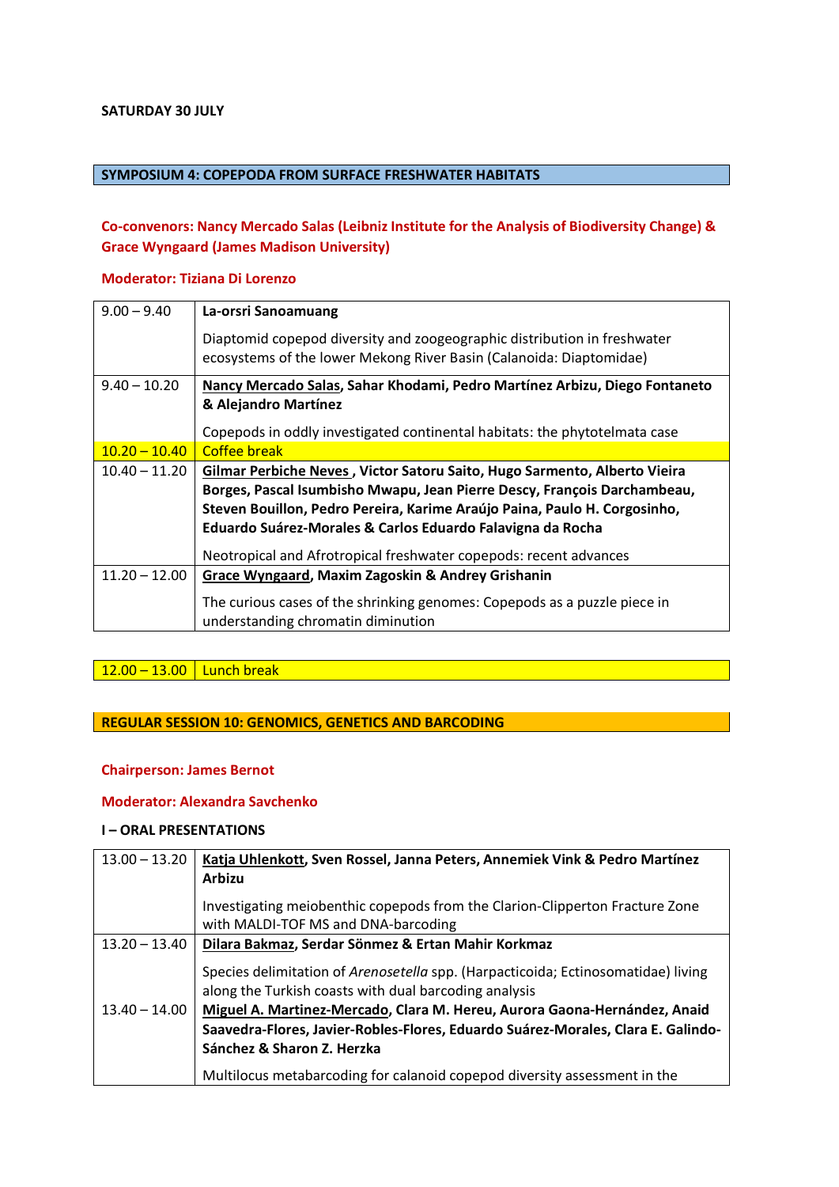**SATURDAY 30 JULY**

## SYMPOSIUM 4: COPEPODA FROM SURFACE FRESHWATER HABITATS

**Co-convenors: Nancy Mercado Salas (Leibniz Institute for the Analysis of Biodiversity Change) & Grace Wyngaard (James Madison University)**

**Moderator: Tiziana Di Lorenzo**

| | |
|---|---|
| 9.00 – 9.40 | **La-orsri Sanoamuang**<br><br>Diaptomid copepod diversity and zoogeographic distribution in freshwater ecosystems of the lower Mekong River Basin (Calanoida: Diaptomidae) |
| 9.40 – 10.20 | **Nancy Mercado Salas, Sahar Khodami, Pedro Martínez Arbizu, Diego Fontaneto & Alejandro Martínez**<br><br>Copepods in oddly investigated continental habitats: the phytotelmata case |
| 10.20 – 10.40 | Coffee break |
| 10.40 – 11.20 | **Gilmar Perbiche Neves , Victor Satoru Saito, Hugo Sarmento, Alberto Vieira Borges, Pascal Isumbisho Mwapu, Jean Pierre Descy, François Darchambeau, Steven Bouillon, Pedro Pereira, Karime Araújo Paina, Paulo H. Corgosinho, Eduardo Suárez-Morales & Carlos Eduardo Falavigna da Rocha**<br><br>Neotropical and Afrotropical freshwater copepods: recent advances |
| 11.20 – 12.00 | **Grace Wyngaard, Maxim Zagoskin & Andrey Grishanin**<br><br>The curious cases of the shrinking genomes: Copepods as a puzzle piece in understanding chromatin diminution |

| | |
|---|---|
| 12.00 – 13.00 | Lunch break |

## REGULAR SESSION 10: GENOMICS, GENETICS AND BARCODING

**Chairperson: James Bernot**

**Moderator: Alexandra Savchenko**

**I – ORAL PRESENTATIONS**

| | |
|---|---|
| 13.00 – 13.20 | **Katja Uhlenkott, Sven Rossel, Janna Peters, Annemiek Vink & Pedro Martínez Arbizu**<br><br>Investigating meiobenthic copepods from the Clarion-Clipperton Fracture Zone with MALDI-TOF MS and DNA-barcoding |
| 13.20 – 13.40 | **Dilara Bakmaz, Serdar Sönmez & Ertan Mahir Korkmaz**<br><br>Species delimitation of *Arenosetella* spp. (Harpacticoida; Ectinosomatidae) living along the Turkish coasts with dual barcoding analysis |
| 13.40 – 14.00 | **Miguel A. Martinez-Mercado, Clara M. Hereu, Aurora Gaona-Hernández, Anaid Saavedra-Flores, Javier-Robles-Flores, Eduardo Suárez-Morales, Clara E. Galindo-Sánchez & Sharon Z. Herzka**<br><br>Multilocus metabarcoding for calanoid copepod diversity assessment in the |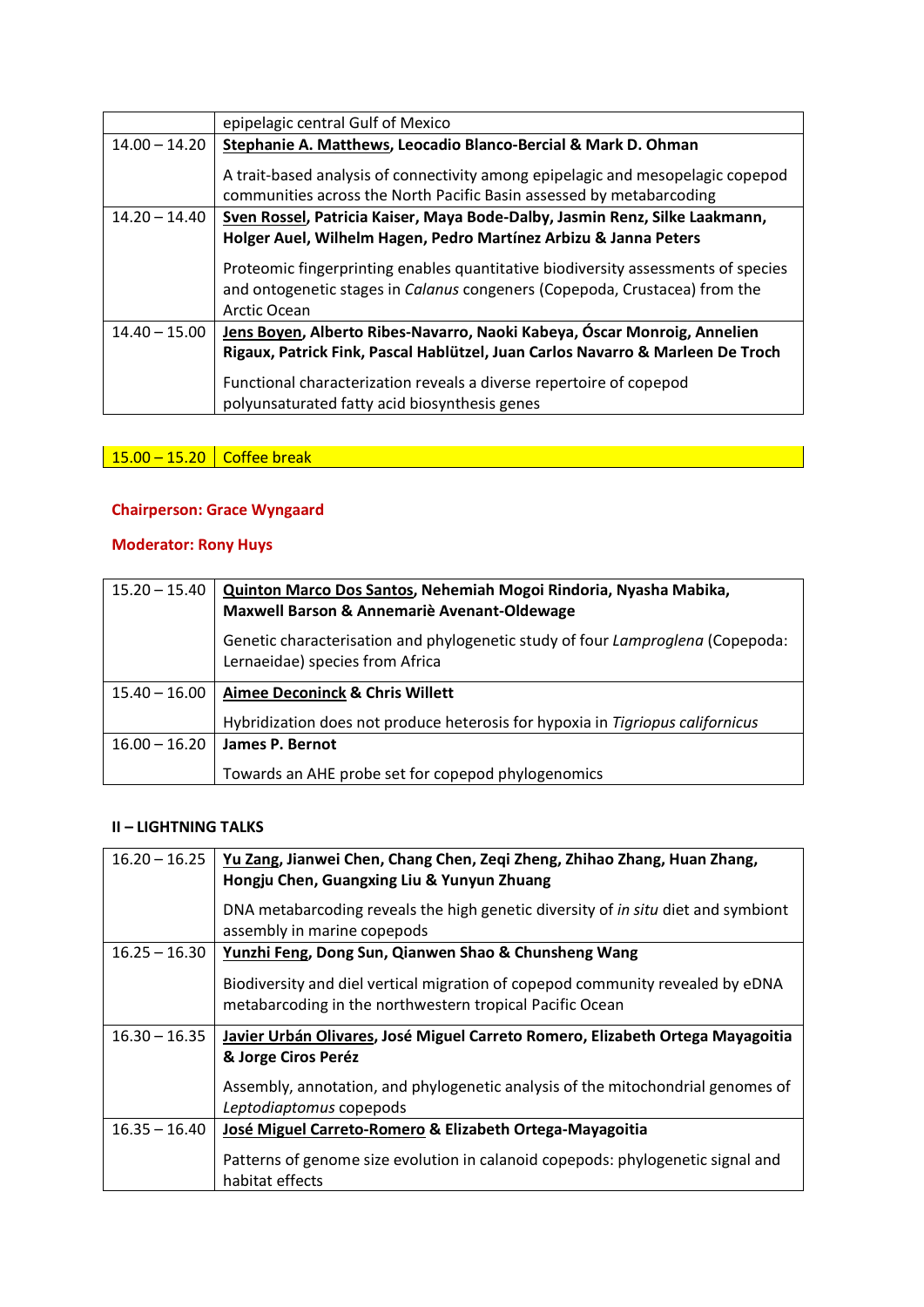| | |
|---|---|
| | epipelagic central Gulf of Mexico |
| 14.00 – 14.20 | **Stephanie A. Matthews, Leocadio Blanco-Bercial & Mark D. Ohman**<br><br>A trait-based analysis of connectivity among epipelagic and mesopelagic copepod communities across the North Pacific Basin assessed by metabarcoding |
| 14.20 – 14.40 | **Sven Rossel, Patricia Kaiser, Maya Bode-Dalby, Jasmin Renz, Silke Laakmann, Holger Auel, Wilhelm Hagen, Pedro Martínez Arbizu & Janna Peters**<br><br>Proteomic fingerprinting enables quantitative biodiversity assessments of species and ontogenetic stages in *Calanus* congeners (Copepoda, Crustacea) from the Arctic Ocean |
| 14.40 – 15.00 | **Jens Boyen, Alberto Ribes-Navarro, Naoki Kabeya, Óscar Monroig, Annelien Rigaux, Patrick Fink, Pascal Hablützel, Juan Carlos Navarro & Marleen De Troch**<br><br>Functional characterization reveals a diverse repertoire of copepod polyunsaturated fatty acid biosynthesis genes |

| | |
|---|---|
| 15.00 – 15.20 | Coffee break |

**Chairperson: Grace Wyngaard**

**Moderator: Rony Huys**

| | |
|---|---|
| 15.20 – 15.40 | **Quinton Marco Dos Santos, Nehemiah Mogoi Rindoria, Nyasha Mabika, Maxwell Barson & Annemariè Avenant-Oldewage**<br><br>Genetic characterisation and phylogenetic study of four *Lamproglena* (Copepoda: Lernaeidae) species from Africa |
| 15.40 – 16.00 | **Aimee Deconinck & Chris Willett**<br><br>Hybridization does not produce heterosis for hypoxia in *Tigriopus californicus* |
| 16.00 – 16.20 | **James P. Bernot**<br><br>Towards an AHE probe set for copepod phylogenomics |

**II – LIGHTNING TALKS**

| | |
|---|---|
| 16.20 – 16.25 | **Yu Zang, Jianwei Chen, Chang Chen, Zeqi Zheng, Zhihao Zhang, Huan Zhang, Hongju Chen, Guangxing Liu & Yunyun Zhuang**<br><br>DNA metabarcoding reveals the high genetic diversity of *in situ* diet and symbiont assembly in marine copepods |
| 16.25 – 16.30 | **Yunzhi Feng, Dong Sun, Qianwen Shao & Chunsheng Wang**<br><br>Biodiversity and diel vertical migration of copepod community revealed by eDNA metabarcoding in the northwestern tropical Pacific Ocean |
| 16.30 – 16.35 | **Javier Urbán Olivares, José Miguel Carreto Romero, Elizabeth Ortega Mayagoitia & Jorge Ciros Peréz**<br><br>Assembly, annotation, and phylogenetic analysis of the mitochondrial genomes of *Leptodiaptomus* copepods |
| 16.35 – 16.40 | **José Miguel Carreto-Romero & Elizabeth Ortega-Mayagoitia**<br><br>Patterns of genome size evolution in calanoid copepods: phylogenetic signal and habitat effects |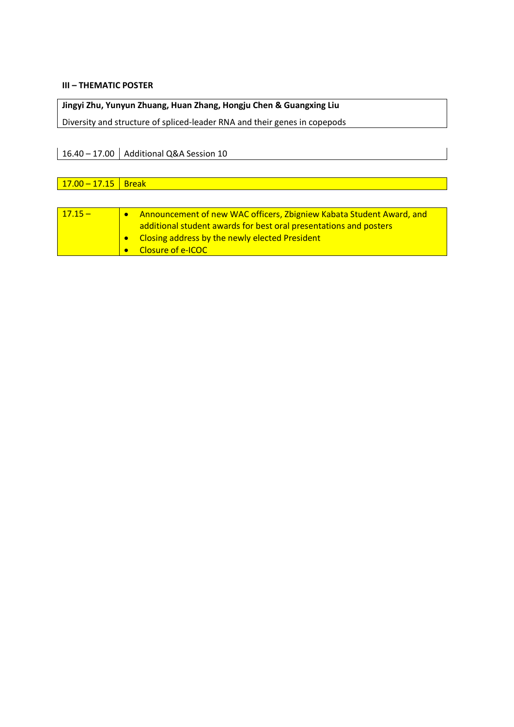**III – THEMATIC POSTER**

| |
|---|
| **Jingyi Zhu, Yunyun Zhuang, Huan Zhang, Hongju Chen & Guangxing Liu** |
| Diversity and structure of spliced-leader RNA and their genes in copepods |

| | |
|---|---|
| 16.40 – 17.00 | Additional Q&A Session 10 |

| | |
|---|---|
| 17.00 – 17.15 | Break |

| | |
|---|---|
| 17.15 – | • Announcement of new WAC officers, Zbigniew Kabata Student Award, and additional student awards for best oral presentations and posters<br>• Closing address by the newly elected President<br>• Closure of e-ICOC |